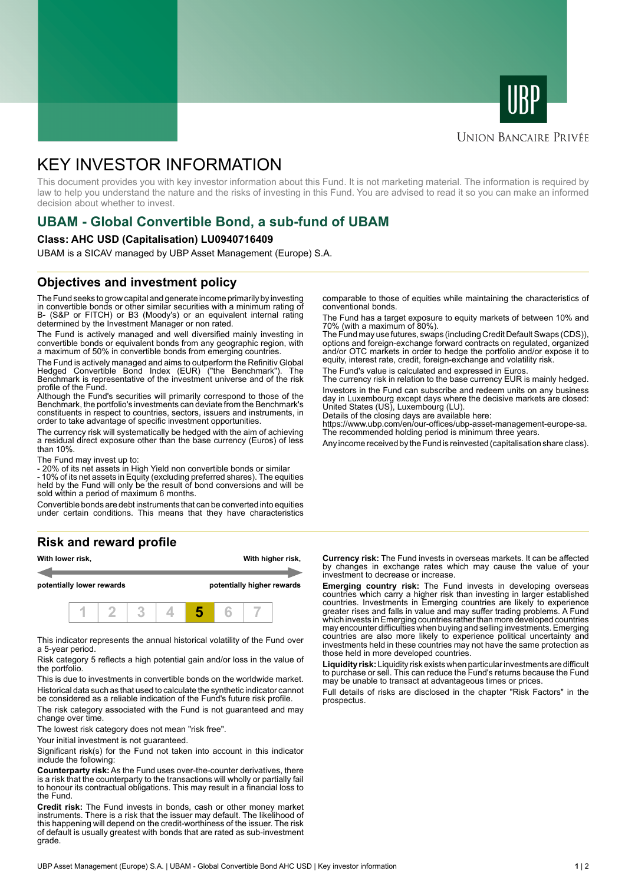UBP

Union Bancaire Privée

# KEY INVESTOR INFORMATION

This document provides you with key investor information about this Fund. It is not marketing material. The information is required by law to help you understand the nature and the risks of investing in this Fund. You are advised to read it so you can make an informed decision about whether to invest.

## UBAM - Global Convertible Bond, a sub-fund of UBAM

### Class: AHC USD (Capitalisation) LU0940716409

UBAM is a SICAV managed by UBP Asset Management (Europe) S.A.

## Objectives and investment policy

The Fund seeks to grow capital and generate income primarily by investing in convertible bonds or other similar securities with a minimum rating of B- (S&P or FITCH) or B3 (Moody's) or an equivalent internal rating determined by the Investment Manager or non rated.

The Fund is actively managed and well diversified mainly investing in convertible bonds or equivalent bonds from any geographic region, with a maximum of 50% in convertible bonds from emerging countries.

The Fund is actively managed and aims to outperform the Refinitiv Global Hedged Convertible Bond Index (EUR) ("the Benchmark"). The Benchmark is representative of the investment universe and of the risk profile of the Fund.

Although the Fund's securities will primarily correspond to those of the Benchmark, the portfolio's investments can deviate from the Benchmark's constituents in respect to countries, sectors, issuers and instruments, in order to take advantage of specific investment opportunities.

The currency risk will systematically be hedged with the aim of achieving a residual direct exposure other than the base currency (Euros) of less than 10%.

The Fund may invest up to:

- 20% of its net assets in High Yield non convertible bonds or similar
- 10% of its net assets in Equity (excluding preferred shares). The equities held by the Fund will only be the result of bond conversions and will be sold within a period of maximum 6 months.

Convertible bonds are debt instruments that can be converted into equities under certain conditions. This means that they have characteristics comparable to those of equities while maintaining the characteristics of conventional bonds.

The Fund has a target exposure to equity markets of between 10% and 70% (with a maximum of 80%).

The Fund may use futures, swaps (including Credit Default Swaps (CDS)), options and foreign-exchange forward contracts on regulated, organized and/or OTC markets in order to hedge the portfolio and/or expose it to equity, interest rate, credit, foreign-exchange and volatility risk.

The Fund's value is calculated and expressed in Euros.

The currency risk in relation to the base currency EUR is mainly hedged.

Investors in the Fund can subscribe and redeem units on any business day in Luxembourg except days where the decisive markets are closed: United States (US), Luxembourg (LU).

Details of the closing days are available here:
https://www.ubp.com/en/our-offices/ubp-asset-management-europe-sa.

The recommended holding period is minimum three years.

Any income received by the Fund is reinvested (capitalisation share class).

## Risk and reward profile

| With lower risk, potentially lower rewards | | | | | | With higher risk, potentially higher rewards |
|---|---|---|---|---|---|---|
| 1 | 2 | 3 | 4 | **5** | 6 | 7 |

This indicator represents the annual historical volatility of the Fund over a 5-year period.

Risk category 5 reflects a high potential gain and/or loss in the value of the portfolio.

This is due to investments in convertible bonds on the worldwide market.

Historical data such as that used to calculate the synthetic indicator cannot be considered as a reliable indication of the Fund's future risk profile.

The risk category associated with the Fund is not guaranteed and may change over time.

The lowest risk category does not mean "risk free".

Your initial investment is not guaranteed.

Significant risk(s) for the Fund not taken into account in this indicator include the following:

**Counterparty risk:** As the Fund uses over-the-counter derivatives, there is a risk that the counterparty to the transactions will wholly or partially fail to honour its contractual obligations. This may result in a financial loss to the Fund.

**Credit risk:** The Fund invests in bonds, cash or other money market instruments. There is a risk that the issuer may default. The likelihood of this happening will depend on the credit-worthiness of the issuer. The risk of default is usually greatest with bonds that are rated as sub-investment grade.

**Currency risk:** The Fund invests in overseas markets. It can be affected by changes in exchange rates which may cause the value of your investment to decrease or increase.

**Emerging country risk:** The Fund invests in developing overseas countries which carry a higher risk than investing in larger established countries. Investments in Emerging countries are likely to experience greater rises and falls in value and may suffer trading problems. A Fund which invests in Emerging countries rather than more developed countries may encounter difficulties when buying and selling investments. Emerging countries are also more likely to experience political uncertainty and investments held in these countries may not have the same protection as those held in more developed countries.

**Liquidity risk:** Liquidity risk exists when particular investments are difficult to purchase or sell. This can reduce the Fund's returns because the Fund may be unable to transact at advantageous times or prices.

Full details of risks are disclosed in the chapter "Risk Factors" in the prospectus.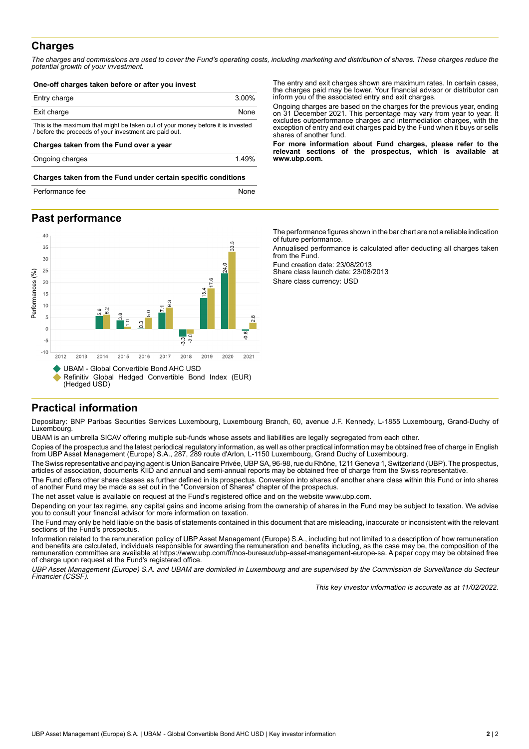## Charges

*The charges and commissions are used to cover the Fund's operating costs, including marketing and distribution of shares. These charges reduce the potential growth of your investment.*

| One-off charges taken before or after you invest | |
|---|---|
| Entry charge | 3.00% |
| Exit charge | None |

This is the maximum that might be taken out of your money before it is invested / before the proceeds of your investment are paid out.

| Charges taken from the Fund over a year | |
|---|---|
| Ongoing charges | 1.49% |

| Charges taken from the Fund under certain specific conditions | |
|---|---|
| Performance fee | None |

The entry and exit charges shown are maximum rates. In certain cases, the charges paid may be lower. Your financial advisor or distributor can inform you of the associated entry and exit charges.

Ongoing charges are based on the charges for the previous year, ending on 31 December 2021. This percentage may vary from year to year. It excludes outperformance charges and intermediation charges, with the exception of entry and exit charges paid by the Fund when it buys or sells shares of another fund.

**For more information about Fund charges, please refer to the relevant sections of the prospectus, which is available at www.ubp.com.**

## Past performance

Performances (%)

40
35
30
25
20
15
10
5
0
-5
-10

2012 2013 2014 2015 2016 2017 2018 2019 2020 2021

5.6 6.2
3.8 1.0
0.3 5.0
7.1 9.3
-3.3 -2.0
13.4 17.6
24.0 33.3
-0.8 2.8

UBAM - Global Convertible Bond AHC USD

Refinitiv Global Hedged Convertible Bond Index (EUR) (Hedged USD)

The performance figures shown in the bar chart are not a reliable indication of future performance.

Annualised performance is calculated after deducting all charges taken from the Fund.

Fund creation date: 23/08/2013
Share class launch date: 23/08/2013
Share class currency: USD

## Practical information

Depositary: BNP Paribas Securities Services Luxembourg, Luxembourg Branch, 60, avenue J.F. Kennedy, L-1855 Luxembourg, Grand-Duchy of Luxembourg.

UBAM is an umbrella SICAV offering multiple sub-funds whose assets and liabilities are legally segregated from each other.

Copies of the prospectus and the latest periodical regulatory information, as well as other practical information may be obtained free of charge in English from UBP Asset Management (Europe) S.A., 287, 289 route d'Arlon, L-1150 Luxembourg, Grand Duchy of Luxembourg.

The Swiss representative and paying agent is Union Bancaire Privée, UBP SA, 96-98, rue du Rhône, 1211 Geneva 1, Switzerland (UBP). The prospectus, articles of association, documents KIID and annual and semi-annual reports may be obtained free of charge from the Swiss representative.

The Fund offers other share classes as further defined in its prospectus. Conversion into shares of another share class within this Fund or into shares of another Fund may be made as set out in the "Conversion of Shares" chapter of the prospectus.

The net asset value is available on request at the Fund's registered office and on the website www.ubp.com.

Depending on your tax regime, any capital gains and income arising from the ownership of shares in the Fund may be subject to taxation. We advise you to consult your financial advisor for more information on taxation.

The Fund may only be held liable on the basis of statements contained in this document that are misleading, inaccurate or inconsistent with the relevant sections of the Fund's prospectus.

Information related to the remuneration policy of UBP Asset Management (Europe) S.A., including but not limited to a description of how remuneration and benefits are calculated, individuals responsible for awarding the remuneration and benefits including, as the case may be, the composition of the remuneration committee are available at https://www.ubp.com/fr/nos-bureaux/ubp-asset-management-europe-sa. A paper copy may be obtained free of charge upon request at the Fund's registered office.

*UBP Asset Management (Europe) S.A. and UBAM are domiciled in Luxembourg and are supervised by the Commission de Surveillance du Secteur Financier (CSSF).*

*This key investor information is accurate as at 11/02/2022.*